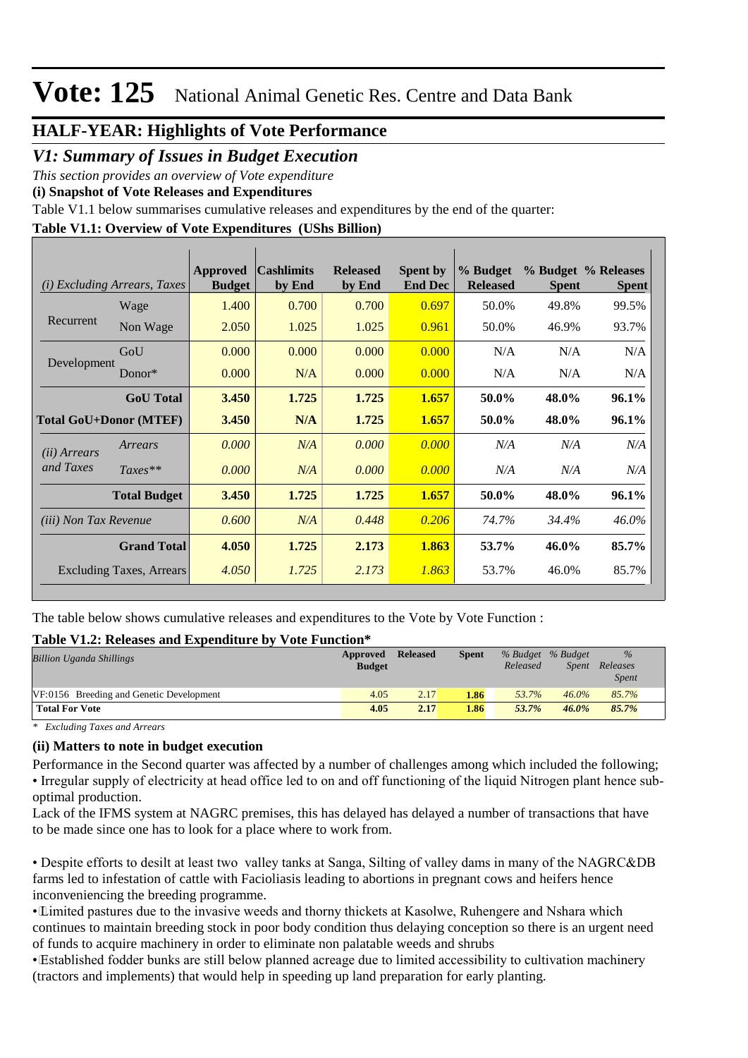# Vote: 125 National Animal Genetic Res. Centre and Data Bank

## HALF-YEAR: Highlights of Vote Performance

## *V1: Summary of Issues in Budget Execution*

*This section provides an overview of Vote expenditure*

**(i) Snapshot of Vote Releases and Expenditures**

Table V1.1 below summarises cumulative releases and expenditures by the end of the quarter:

**Table V1.1: Overview of Vote Expenditures (UShs Billion)**

| *(i) Excluding Arrears, Taxes* | | Approved Budget | Cashlimits by End | Released by End | Spent by End Dec | % Budget Released | % Budget Spent | % Releases Spent |
|---|---|---|---|---|---|---|---|---|
| Recurrent | Wage | 1.400 | 0.700 | 0.700 | 0.697 | 50.0% | 49.8% | 99.5% |
| | Non Wage | 2.050 | 1.025 | 1.025 | 0.961 | 50.0% | 46.9% | 93.7% |
| Development | GoU | 0.000 | 0.000 | 0.000 | 0.000 | N/A | N/A | N/A |
| | Donor* | 0.000 | N/A | 0.000 | 0.000 | N/A | N/A | N/A |
| | **GoU Total** | **3.450** | **1.725** | **1.725** | **1.657** | **50.0%** | **48.0%** | **96.1%** |
| **Total GoU+Donor (MTEF)** | | **3.450** | **N/A** | **1.725** | **1.657** | **50.0%** | **48.0%** | **96.1%** |
| *(ii) Arrears and Taxes* | *Arrears* | *0.000* | *N/A* | *0.000* | *0.000* | *N/A* | *N/A* | *N/A* |
| | *Taxes*** | *0.000* | *N/A* | *0.000* | *0.000* | *N/A* | *N/A* | *N/A* |
| | **Total Budget** | **3.450** | **1.725** | **1.725** | **1.657** | **50.0%** | **48.0%** | **96.1%** |
| *(iii) Non Tax Revenue* | | *0.600* | *N/A* | *0.448* | *0.206* | *74.7%* | *34.4%* | *46.0%* |
| | **Grand Total** | **4.050** | **1.725** | **2.173** | **1.863** | **53.7%** | **46.0%** | **85.7%** |
| Excluding Taxes, Arrears | | *4.050* | *1.725* | *2.173* | *1.863* | 53.7% | 46.0% | 85.7% |

The table below shows cumulative releases and expenditures to the Vote by Vote Function :

**Table V1.2: Releases and Expenditure by Vote Function***

| *Billion Uganda Shillings* | Approved Budget | Released | Spent | *% Budget Released* | *% Budget Spent* | *% Releases Spent* |
|---|---|---|---|---|---|---|
| VF:0156 Breeding and Genetic Development | 4.05 | 2.17 | **1.86** | *53.7%* | *46.0%* | *85.7%* |
| **Total For Vote** | **4.05** | **2.17** | **1.86** | ***53.7%*** | ***46.0%*** | ***85.7%*** |

*\* Excluding Taxes and Arrears*

### (ii) Matters to note in budget execution

Performance in the Second quarter was affected by a number of challenges among which included the following;

• Irregular supply of electricity at head office led to on and off functioning of the liquid Nitrogen plant hence sub-optimal production.

Lack of the IFMS system at NAGRC premises, this has delayed has delayed a number of transactions that have to be made since one has to look for a place where to work from.

• Despite efforts to desilt at least two valley tanks at Sanga, Silting of valley dams in many of the NAGRC&DB farms led to infestation of cattle with Facioliasis leading to abortions in pregnant cows and heifers hence inconveniencing the breeding programme.

• Limited pastures due to the invasive weeds and thorny thickets at Kasolwe, Ruhengere and Nshara which continues to maintain breeding stock in poor body condition thus delaying conception so there is an urgent need of funds to acquire machinery in order to eliminate non palatable weeds and shrubs

• Established fodder bunks are still below planned acreage due to limited accessibility to cultivation machinery (tractors and implements) that would help in speeding up land preparation for early planting.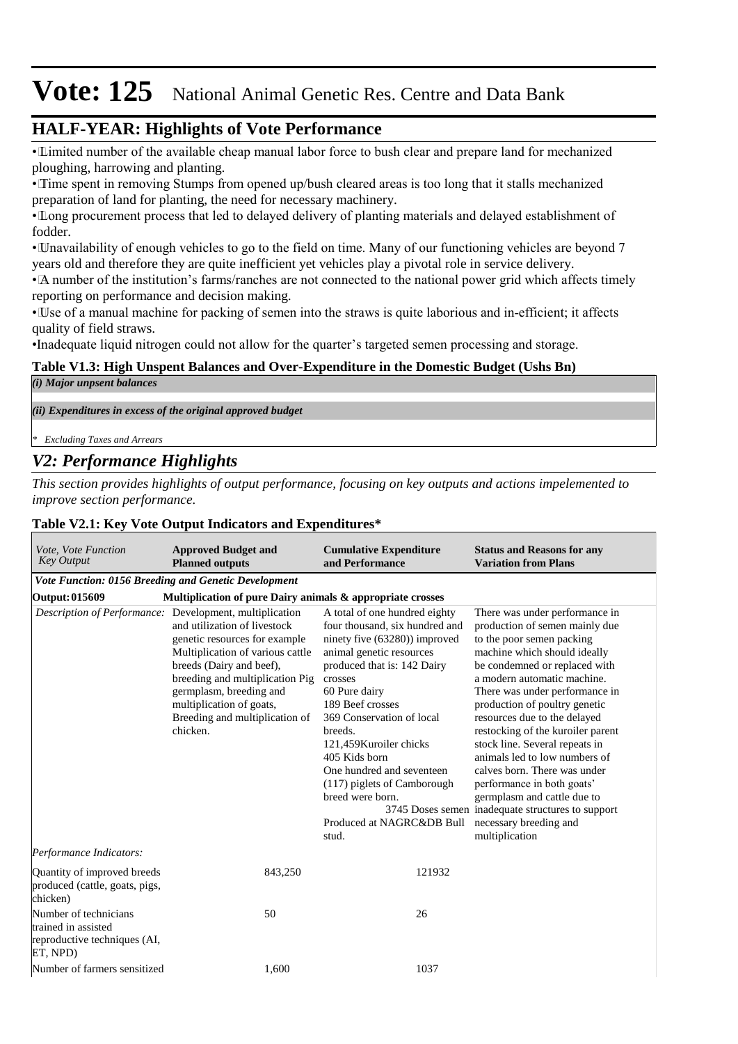# Vote: 125 National Animal Genetic Res. Centre and Data Bank

## HALF-YEAR: Highlights of Vote Performance

- Limited number of the available cheap manual labor force to bush clear and prepare land for mechanized ploughing, harrowing and planting.
- Time spent in removing Stumps from opened up/bush cleared areas is too long that it stalls mechanized preparation of land for planting, the need for necessary machinery.
- Long procurement process that led to delayed delivery of planting materials and delayed establishment of fodder.
- Unavailability of enough vehicles to go to the field on time. Many of our functioning vehicles are beyond 7 years old and therefore they are quite inefficient yet vehicles play a pivotal role in service delivery.
- A number of the institution's farms/ranches are not connected to the national power grid which affects timely reporting on performance and decision making.
- Use of a manual machine for packing of semen into the straws is quite laborious and in-efficient; it affects quality of field straws.
- Inadequate liquid nitrogen could not allow for the quarter's targeted semen processing and storage.

**Table V1.3: High Unspent Balances and Over-Expenditure in the Domestic Budget (Ushs Bn)**

| |
|---|
| *(i) Major unspent balances* |
| *(ii) Expenditures in excess of the original approved budget* |

\* *Excluding Taxes and Arrears*

## *V2: Performance Highlights*

*This section provides highlights of output performance, focusing on key outputs and actions impelemented to improve section performance.*

**Table V2.1: Key Vote Output Indicators and Expenditures\***

| *Vote, Vote Function Key Output* | **Approved Budget and Planned outputs** | **Cumulative Expenditure and Performance** | **Status and Reasons for any Variation from Plans** |
|---|---|---|---|
| ***Vote Function: 0156 Breeding and Genetic Development*** | | | |
| **Output: 015609** | **Multiplication of pure Dairy animals & appropriate crosses** | | |
| *Description of Performance:* | Development, multiplication and utilization of livestock genetic resources for example Multiplication of various cattle breeds (Dairy and beef), breeding and multiplication Pig germplasm, breeding and multiplication of goats, Breeding and multiplication of chicken. | A total of one hundred eighty four thousand, six hundred and ninety five (63280)) improved animal genetic resources produced that is: 142 Dairy crosses<br>60 Pure dairy<br>189 Beef crosses<br>369 Conservation of local breeds.<br>121,459Kuroiler chicks<br>405 Kids born<br>One hundred and seventeen (117) piglets of Camborough breed were born.<br>3745 Doses semen Produced at NAGRC&DB Bull stud. | There was under performance in production of semen mainly due to the poor semen packing machine which should ideally be condemned or replaced with a modern automatic machine. There was under performance in production of poultry genetic resources due to the delayed restocking of the kuroiler parent stock line. Several repeats in animals led to low numbers of calves born. There was under performance in both goats' germplasm and cattle due to inadequate structures to support necessary breeding and multiplication |
| *Performance Indicators:* | | | |
| Quantity of improved breeds produced (cattle, goats, pigs, chicken) | 843,250 | 121932 | |
| Number of technicians trained in assisted reproductive techniques (AI, ET, NPD) | 50 | 26 | |
| Number of farmers sensitized | 1,600 | 1037 | |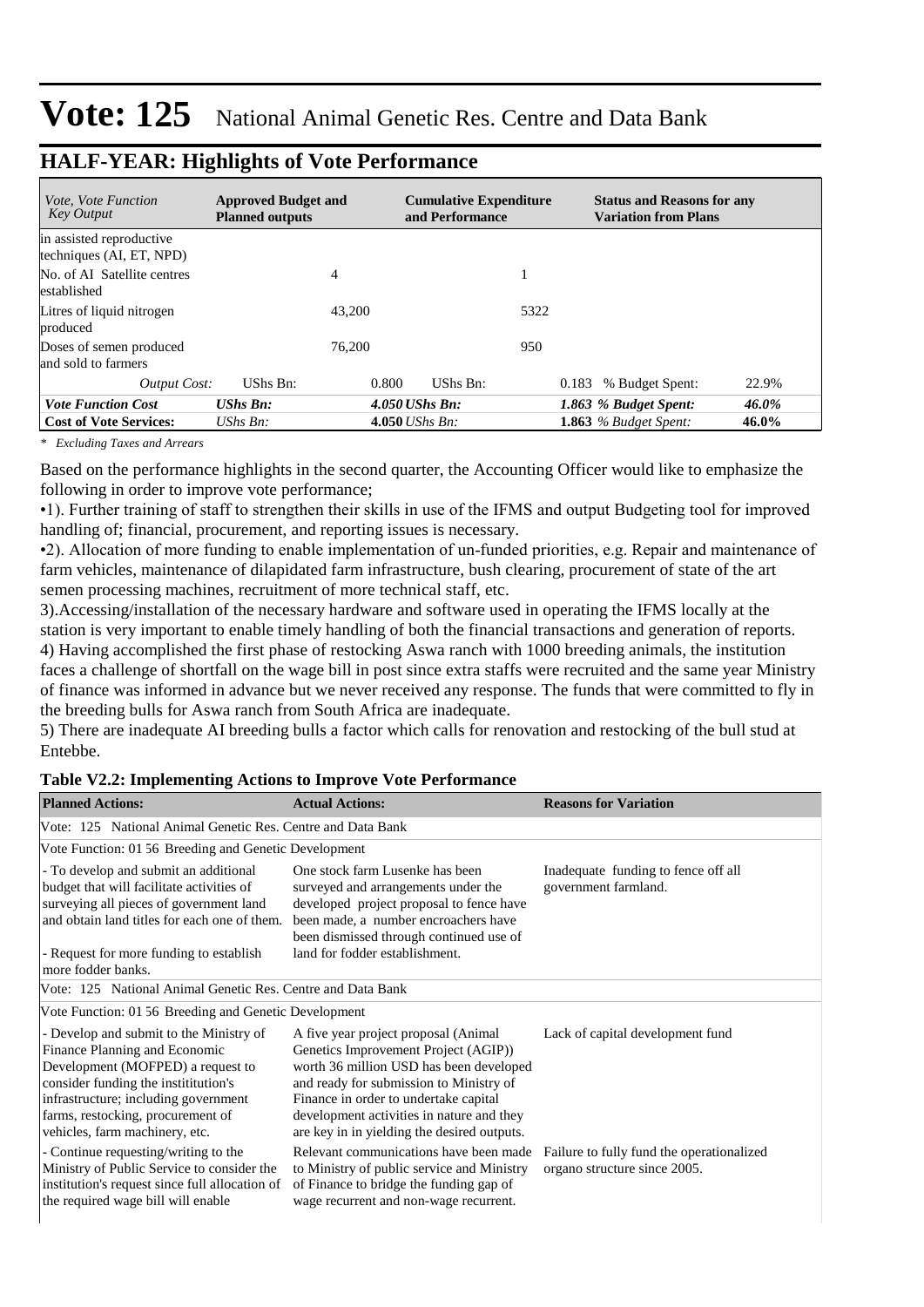# Vote: 125 National Animal Genetic Res. Centre and Data Bank

## HALF-YEAR: Highlights of Vote Performance

| *Vote, Vote Function Key Output* | **Approved Budget and Planned outputs** | **Cumulative Expenditure and Performance** | **Status and Reasons for any Variation from Plans** |
|---|---|---|---|
| in assisted reproductive techniques (AI, ET, NPD) | | | |
| No. of AI Satellite centres established | 4 | 1 | |
| Litres of liquid nitrogen produced | 43,200 | 5322 | |
| Doses of semen produced and sold to farmers | 76,200 | 950 | |
| *Output Cost:* | UShs Bn: 0.800 | UShs Bn: 0.183 | % Budget Spent: 22.9% |
| ***Vote Function Cost*** | ***UShs Bn: 4.050*** | ***UShs Bn: 1.863*** | ***% Budget Spent: 46.0%*** |
| **Cost of Vote Services:** | *UShs Bn:* **4.050** | *UShs Bn:* **1.863** | *% Budget Spent:* **46.0%** |

*\* Excluding Taxes and Arrears*

Based on the performance highlights in the second quarter, the Accounting Officer would like to emphasize the following in order to improve vote performance;

•1). Further training of staff to strengthen their skills in use of the IFMS and output Budgeting tool for improved handling of; financial, procurement, and reporting issues is necessary.

•2). Allocation of more funding to enable implementation of un-funded priorities, e.g. Repair and maintenance of farm vehicles, maintenance of dilapidated farm infrastructure, bush clearing, procurement of state of the art semen processing machines, recruitment of more technical staff, etc.

3).Accessing/installation of the necessary hardware and software used in operating the IFMS locally at the station is very important to enable timely handling of both the financial transactions and generation of reports.

4) Having accomplished the first phase of restocking Aswa ranch with 1000 breeding animals, the institution faces a challenge of shortfall on the wage bill in post since extra staffs were recruited and the same year Ministry of finance was informed in advance but we never received any response. The funds that were committed to fly in the breeding bulls for Aswa ranch from South Africa are inadequate.

5) There are inadequate AI breeding bulls a factor which calls for renovation and restocking of the bull stud at Entebbe.

**Table V2.2: Implementing Actions to Improve Vote Performance**

| **Planned Actions:** | **Actual Actions:** | **Reasons for Variation** |
|---|---|---|
| Vote: 125 National Animal Genetic Res. Centre and Data Bank | | |
| Vote Function: 01 56 Breeding and Genetic Development | | |
| - To develop and submit an additional budget that will facilitate activities of surveying all pieces of government land and obtain land titles for each one of them.<br><br>- Request for more funding to establish more fodder banks. | One stock farm Lusenke has been surveyed and arrangements under the developed project proposal to fence have been made, a number encroachers have been dismissed through continued use of land for fodder establishment. | Inadequate funding to fence off all government farmland. |
| Vote: 125 National Animal Genetic Res. Centre and Data Bank | | |
| Vote Function: 01 56 Breeding and Genetic Development | | |
| - Develop and submit to the Ministry of Finance Planning and Economic Development (MOFPED) a request to consider funding the instititution's infrastructure; including government farms, restocking, procurement of vehicles, farm machinery, etc. | A five year project proposal (Animal Genetics Improvement Project (AGIP)) worth 36 million USD has been developed and ready for submission to Ministry of Finance in order to undertake capital development activities in nature and they are key in in yielding the desired outputs. | Lack of capital development fund |
| - Continue requesting/writing to the Ministry of Public Service to consider the institution's request since full allocation of the required wage bill will enable | Relevant communications have been made to Ministry of public service and Ministry of Finance to bridge the funding gap of wage recurrent and non-wage recurrent. | Failure to fully fund the operationalized organo structure since 2005. |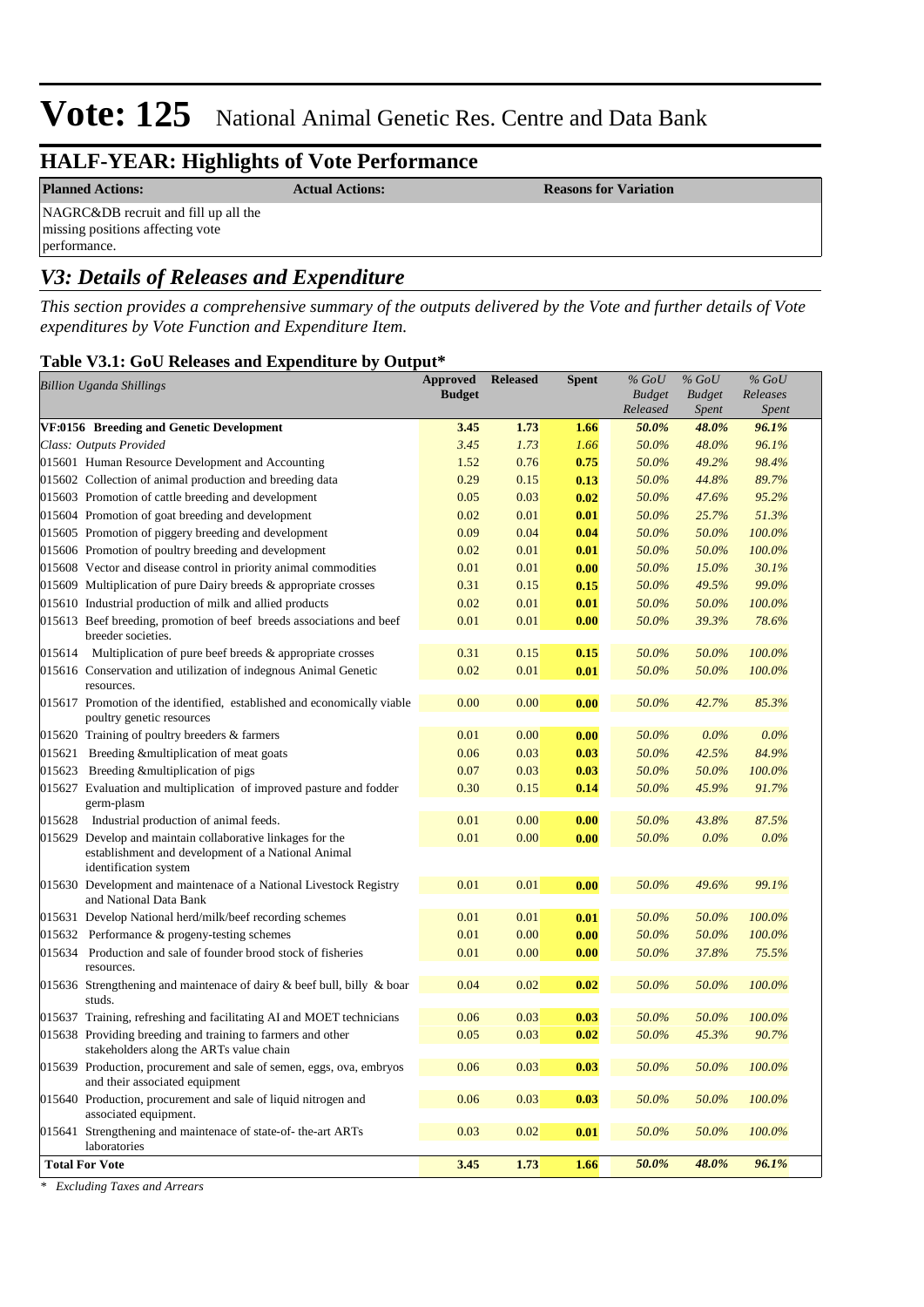# Vote: 125 National Animal Genetic Res. Centre and Data Bank

## HALF-YEAR: Highlights of Vote Performance

| Planned Actions: | Actual Actions: | Reasons for Variation |
|---|---|---|
| NAGRC&DB recruit and fill up all the missing positions affecting vote performance. | | |

## *V3: Details of Releases and Expenditure*

*This section provides a comprehensive summary of the outputs delivered by the Vote and further details of Vote expenditures by Vote Function and Expenditure Item.*

### Table V3.1: GoU Releases and Expenditure by Output*

| *Billion Uganda Shillings* | Approved Budget | Released | Spent | *% GoU Budget Released* | *% GoU Budget Spent* | *% GoU Releases Spent* |
|---|---|---|---|---|---|---|
| **VF:0156 Breeding and Genetic Development** | **3.45** | **1.73** | **1.66** | ***50.0%*** | ***48.0%*** | ***96.1%*** |
| *Class: Outputs Provided* | *3.45* | *1.73* | *1.66* | *50.0%* | *48.0%* | *96.1%* |
| 015601 Human Resource Development and Accounting | 0.76 | 0.76 | **0.75** | *50.0%* | *49.2%* | *98.4%* |
| 015602 Collection of animal production and breeding data | 0.29 | 0.15 | **0.13** | *50.0%* | *44.8%* | *89.7%* |
| 015603 Promotion of cattle breeding and development | 0.05 | 0.03 | **0.02** | *50.0%* | *47.6%* | *95.2%* |
| 015604 Promotion of goat breeding and development | 0.02 | 0.01 | **0.01** | *50.0%* | *25.7%* | *51.3%* |
| 015605 Promotion of piggery breeding and development | 0.09 | 0.04 | **0.04** | *50.0%* | *50.0%* | *100.0%* |
| 015606 Promotion of poultry breeding and development | 0.02 | 0.01 | **0.01** | *50.0%* | *50.0%* | *100.0%* |
| 015608 Vector and disease control in priority animal commodities | 0.01 | 0.01 | **0.00** | *50.0%* | *15.0%* | *30.1%* |
| 015609 Multiplication of pure Dairy breeds & appropriate crosses | 0.31 | 0.15 | **0.15** | *50.0%* | *49.5%* | *99.0%* |
| 015610 Industrial production of milk and allied products | 0.02 | 0.01 | **0.01** | *50.0%* | *50.0%* | *100.0%* |
| 015613 Beef breeding, promotion of beef breeds associations and beef breeder societies. | 0.01 | 0.01 | **0.00** | *50.0%* | *39.3%* | *78.6%* |
| 015614 Multiplication of pure beef breeds & appropriate crosses | 0.31 | 0.15 | **0.15** | *50.0%* | *50.0%* | *100.0%* |
| 015616 Conservation and utilization of indegnous Animal Genetic resources. | 0.02 | 0.01 | **0.01** | *50.0%* | *50.0%* | *100.0%* |
| 015617 Promotion of the identified, established and economically viable poultry genetic resources | 0.00 | 0.00 | **0.00** | *50.0%* | *42.7%* | *85.3%* |
| 015620 Training of poultry breeders & farmers | 0.01 | 0.00 | **0.00** | *50.0%* | *0.0%* | *0.0%* |
| 015621 Breeding &multiplication of meat goats | 0.06 | 0.03 | **0.03** | *50.0%* | *42.5%* | *84.9%* |
| 015623 Breeding &multiplication of pigs | 0.07 | 0.03 | **0.03** | *50.0%* | *50.0%* | *100.0%* |
| 015627 Evaluation and multiplication of improved pasture and fodder germ-plasm | 0.30 | 0.15 | **0.14** | *50.0%* | *45.9%* | *91.7%* |
| 015628 Industrial production of animal feeds. | 0.01 | 0.00 | **0.00** | *50.0%* | *43.8%* | *87.5%* |
| 015629 Develop and maintain collaborative linkages for the establishment and development of a National Animal identification system | 0.01 | 0.00 | **0.00** | *50.0%* | *0.0%* | *0.0%* |
| 015630 Development and maintenace of a National Livestock Registry and National Data Bank | 0.01 | 0.01 | **0.00** | *50.0%* | *49.6%* | *99.1%* |
| 015631 Develop National herd/milk/beef recording schemes | 0.01 | 0.01 | **0.01** | *50.0%* | *50.0%* | *100.0%* |
| 015632 Performance & progeny-testing schemes | 0.01 | 0.00 | **0.00** | *50.0%* | *50.0%* | *100.0%* |
| 015634 Production and sale of founder brood stock of fisheries resources. | 0.01 | 0.00 | **0.00** | *50.0%* | *37.8%* | *75.5%* |
| 015636 Strengthening and maintenace of dairy & beef bull, billy & boar studs. | 0.04 | 0.02 | **0.02** | *50.0%* | *50.0%* | *100.0%* |
| 015637 Training, refreshing and facilitating AI and MOET technicians | 0.06 | 0.03 | **0.03** | *50.0%* | *50.0%* | *100.0%* |
| 015638 Providing breeding and training to farmers and other stakeholders along the ARTs value chain | 0.05 | 0.03 | **0.02** | *50.0%* | *45.3%* | *90.7%* |
| 015639 Production, procurement and sale of semen, eggs, ova, embryos and their associated equipment | 0.06 | 0.03 | **0.03** | *50.0%* | *50.0%* | *100.0%* |
| 015640 Production, procurement and sale of liquid nitrogen and associated equipment. | 0.06 | 0.03 | **0.03** | *50.0%* | *50.0%* | *100.0%* |
| 015641 Strengthening and maintenace of state-of- the-art ARTs laboratories | 0.03 | 0.02 | **0.01** | *50.0%* | *50.0%* | *100.0%* |
| **Total For Vote** | **3.45** | **1.73** | **1.66** | ***50.0%*** | ***48.0%*** | ***96.1%*** |

\* *Excluding Taxes and Arrears*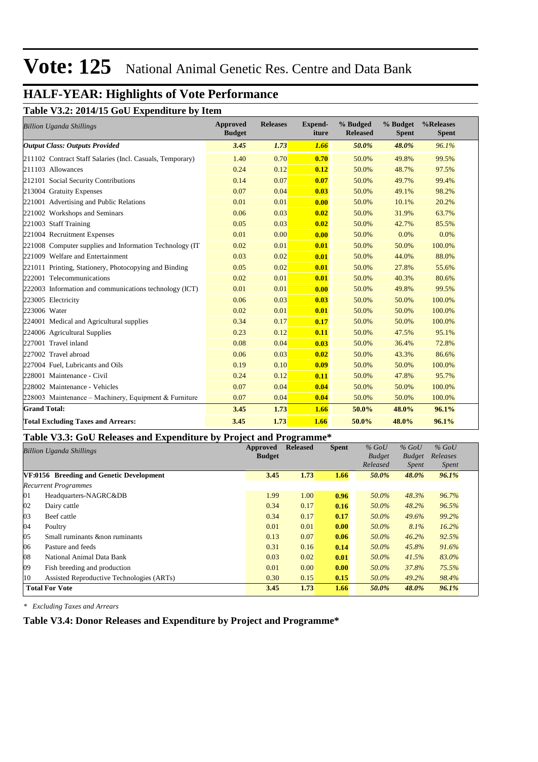# Vote: 125 National Animal Genetic Res. Centre and Data Bank

## HALF-YEAR: Highlights of Vote Performance

### Table V3.2: 2014/15 GoU Expenditure by Item

| *Billion Uganda Shillings* | Approved Budget | Releases | Expend-iture | % Budged Released | % Budget Spent | %Releases Spent |
|---|---|---|---|---|---|---|
| ***Output Class: Outputs Provided*** | ***3.45*** | ***1.73*** | ***1.66*** | ***50.0%*** | ***48.0%*** | *96.1%* |
| 211102 Contract Staff Salaries (Incl. Casuals, Temporary) | 1.40 | 0.70 | **0.70** | 50.0% | 49.8% | 99.5% |
| 211103 Allowances | 0.24 | 0.12 | **0.12** | 50.0% | 48.7% | 97.5% |
| 212101 Social Security Contributions | 0.14 | 0.07 | **0.07** | 50.0% | 49.7% | 99.4% |
| 213004 Gratuity Expenses | 0.07 | 0.04 | **0.03** | 50.0% | 49.1% | 98.2% |
| 221001 Advertising and Public Relations | 0.01 | 0.01 | **0.00** | 50.0% | 10.1% | 20.2% |
| 221002 Workshops and Seminars | 0.06 | 0.03 | **0.02** | 50.0% | 31.9% | 63.7% |
| 221003 Staff Training | 0.05 | 0.03 | **0.02** | 50.0% | 42.7% | 85.5% |
| 221004 Recruitment Expenses | 0.01 | 0.00 | **0.00** | 50.0% | 0.0% | 0.0% |
| 221008 Computer supplies and Information Technology (IT | 0.02 | 0.01 | **0.01** | 50.0% | 50.0% | 100.0% |
| 221009 Welfare and Entertainment | 0.03 | 0.02 | **0.01** | 50.0% | 44.0% | 88.0% |
| 221011 Printing, Stationery, Photocopying and Binding | 0.05 | 0.02 | **0.01** | 50.0% | 27.8% | 55.6% |
| 222001 Telecommunications | 0.02 | 0.01 | **0.01** | 50.0% | 40.3% | 80.6% |
| 222003 Information and communications technology (ICT) | 0.01 | 0.01 | **0.00** | 50.0% | 49.8% | 99.5% |
| 223005 Electricity | 0.06 | 0.03 | **0.03** | 50.0% | 50.0% | 100.0% |
| 223006 Water | 0.02 | 0.01 | **0.01** | 50.0% | 50.0% | 100.0% |
| 224001 Medical and Agricultural supplies | 0.34 | 0.17 | **0.17** | 50.0% | 50.0% | 100.0% |
| 224006 Agricultural Supplies | 0.23 | 0.12 | **0.11** | 50.0% | 47.5% | 95.1% |
| 227001 Travel inland | 0.08 | 0.04 | **0.03** | 50.0% | 36.4% | 72.8% |
| 227002 Travel abroad | 0.06 | 0.03 | **0.02** | 50.0% | 43.3% | 86.6% |
| 227004 Fuel, Lubricants and Oils | 0.19 | 0.10 | **0.09** | 50.0% | 50.0% | 100.0% |
| 228001 Maintenance - Civil | 0.24 | 0.12 | **0.11** | 50.0% | 47.8% | 95.7% |
| 228002 Maintenance - Vehicles | 0.07 | 0.04 | **0.04** | 50.0% | 50.0% | 100.0% |
| 228003 Maintenance – Machinery, Equipment & Furniture | 0.07 | 0.04 | **0.04** | 50.0% | 50.0% | 100.0% |
| **Grand Total:** | **3.45** | **1.73** | **1.66** | **50.0%** | **48.0%** | **96.1%** |
| **Total Excluding Taxes and Arrears:** | **3.45** | **1.73** | **1.66** | **50.0%** | **48.0%** | **96.1%** |

### Table V3.3: GoU Releases and Expenditure by Project and Programme*

| *Billion Uganda Shillings* | | Approved Budget | Released | Spent | *% GoU Budget Released* | *% GoU Budget Spent* | *% GoU Releases Spent* |
|---|---|---|---|---|---|---|---|
| **VF:0156 Breeding and Genetic Development** | | **3.45** | **1.73** | **1.66** | ***50.0%*** | ***48.0%*** | ***96.1%*** |
| *Recurrent Programmes* | | | | | | | |
| 01 | Headquarters-NAGRC&DB | 1.99 | 1.00 | **0.96** | *50.0%* | *48.3%* | *96.7%* |
| 02 | Dairy cattle | 0.34 | 0.17 | **0.16** | *50.0%* | *48.2%* | *96.5%* |
| 03 | Beef cattle | 0.34 | 0.17 | **0.17** | *50.0%* | *49.6%* | *99.2%* |
| 04 | Poultry | 0.01 | 0.01 | **0.00** | *50.0%* | *8.1%* | *16.2%* |
| 05 | Small ruminants &non ruminants | 0.13 | 0.07 | **0.06** | *50.0%* | *46.2%* | *92.5%* |
| 06 | Pasture and feeds | 0.31 | 0.16 | **0.14** | *50.0%* | *45.8%* | *91.6%* |
| 08 | National Animal Data Bank | 0.03 | 0.02 | **0.01** | *50.0%* | *41.5%* | *83.0%* |
| 09 | Fish breeding and production | 0.01 | 0.00 | **0.00** | *50.0%* | *37.8%* | *75.5%* |
| 10 | Assisted Reproductive Technologies (ARTs) | 0.30 | 0.15 | **0.15** | *50.0%* | *49.2%* | *98.4%* |
| **Total For Vote** | | **3.45** | **1.73** | **1.66** | ***50.0%*** | ***48.0%*** | ***96.1%*** |

*\* Excluding Taxes and Arrears*

### Table V3.4: Donor Releases and Expenditure by Project and Programme*